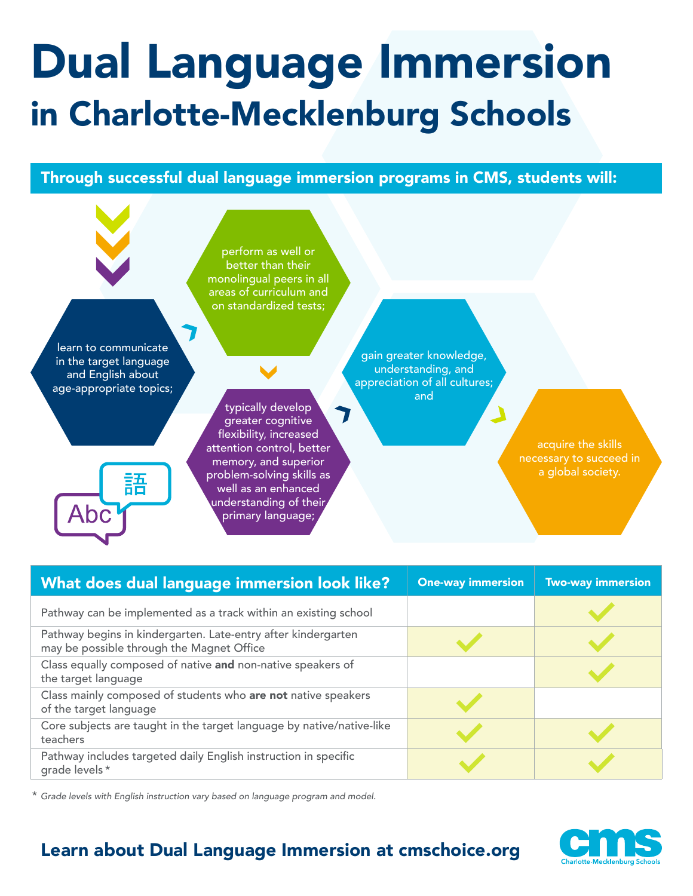# Dual Language Immersion

## in Charlotte-Mecklenburg Schools

**Through successful dual language immersion programs in CMS, students will:**

- learn to communicate in the target language and English about age-appropriate topics;
- perform as well or better than their monolingual peers in all areas of curriculum and on standardized tests;
- typically develop greater cognitive flexibility, increased attention control, better memory, and superior problem-solving skills as well as an enhanced understanding of their primary language;
- gain greater knowledge, understanding, and appreciation of all cultures; and
- acquire the skills necessary to succeed in a global society.

| What does dual language immersion look like? | One-way immersion | Two-way immersion |
|---|---|---|
| Pathway can be implemented as a track within an existing school | | ✓ |
| Pathway begins in kindergarten. Late-entry after kindergarten may be possible through the Magnet Office | ✓ | ✓ |
| Class equally composed of native **and** non-native speakers of the target language | | ✓ |
| Class mainly composed of students who **are not** native speakers of the target language | ✓ | |
| Core subjects are taught in the target language by native/native-like teachers | ✓ | ✓ |
| Pathway includes targeted daily English instruction in specific grade levels * | ✓ | ✓ |

* *Grade levels with English instruction vary based on language program and model.*

**Learn about Dual Language Immersion at cmschoice.org**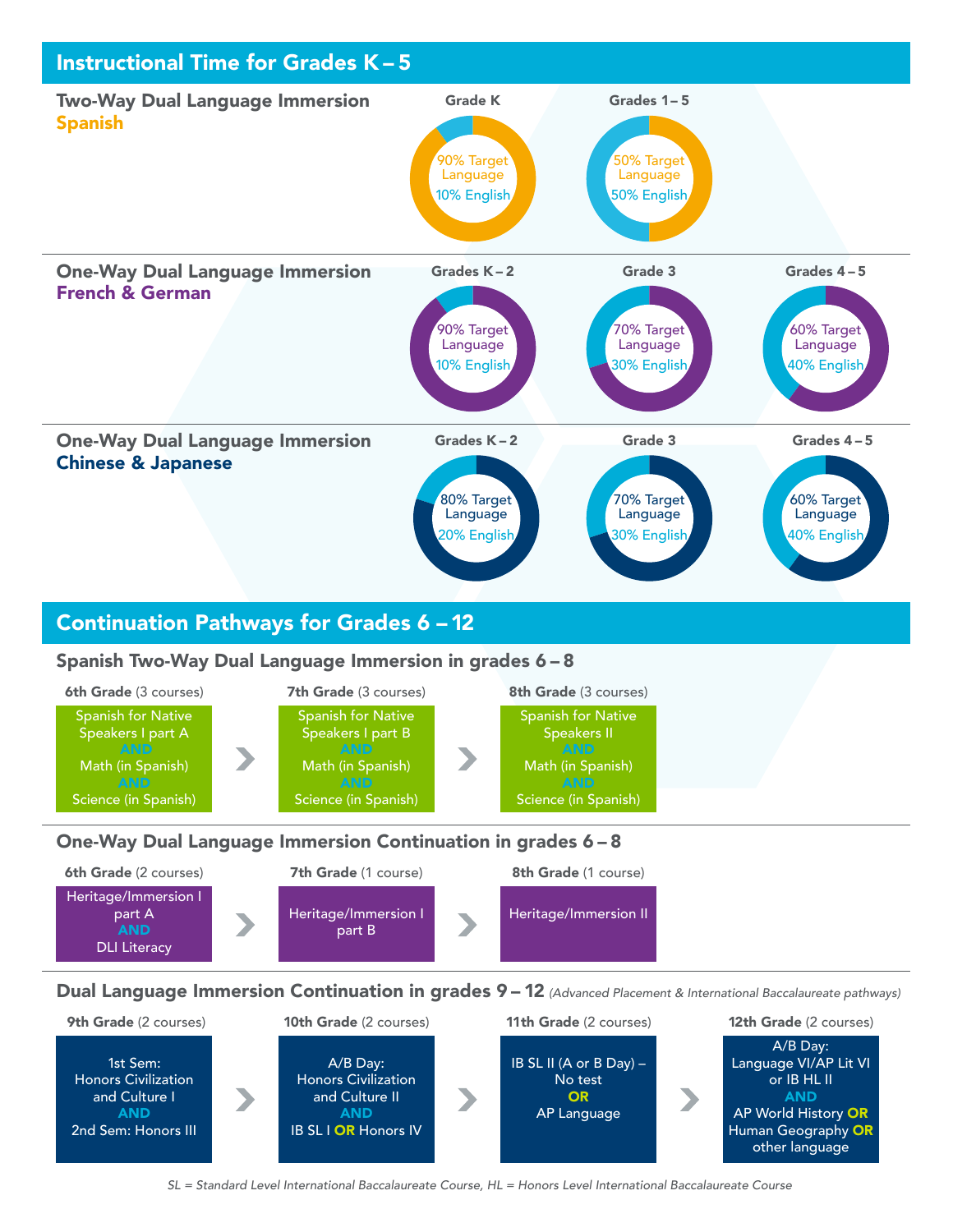## Instructional Time for Grades K – 5

### Two-Way Dual Language Immersion Spanish

Grade K
90% Target Language
10% English

Grades 1 – 5
50% Target Language
50% English

### One-Way Dual Language Immersion French & German

Grades K – 2
90% Target Language
10% English

Grade 3
70% Target Language
30% English

Grades 4 – 5
60% Target Language
40% English

### One-Way Dual Language Immersion Chinese & Japanese

Grades K – 2
80% Target Language
20% English

Grade 3
70% Target Language
30% English

Grades 4 – 5
60% Target Language
40% English

## Continuation Pathways for Grades 6 – 12

### Spanish Two-Way Dual Language Immersion in grades 6 – 8

| 6th Grade (3 courses) | 7th Grade (3 courses) | 8th Grade (3 courses) |
|---|---|---|
| Spanish for Native Speakers I part A **AND** Math (in Spanish) **AND** Science (in Spanish) | Spanish for Native Speakers I part B **AND** Math (in Spanish) **AND** Science (in Spanish) | Spanish for Native Speakers II **AND** Math (in Spanish) **AND** Science (in Spanish) |

### One-Way Dual Language Immersion Continuation in grades 6 – 8

| 6th Grade (2 courses) | 7th Grade (1 course) | 8th Grade (1 course) |
|---|---|---|
| Heritage/Immersion I part A **AND** DLI Literacy | Heritage/Immersion I part B | Heritage/Immersion II |

### Dual Language Immersion Continuation in grades 9 – 12 *(Advanced Placement & International Baccalaureate pathways)*

| 9th Grade (2 courses) | 10th Grade (2 courses) | 11th Grade (2 courses) | 12th Grade (2 courses) |
|---|---|---|---|
| 1st Sem: Honors Civilization and Culture I **AND** 2nd Sem: Honors III | A/B Day: Honors Civilization and Culture II **AND** IB SL I **OR** Honors IV | IB SL II (A or B Day) – No test **OR** AP Language | A/B Day: Language VI/AP Lit VI or IB HL II **AND** AP World History **OR** Human Geography **OR** other language |

*SL = Standard Level International Baccalaureate Course, HL = Honors Level International Baccalaureate Course*